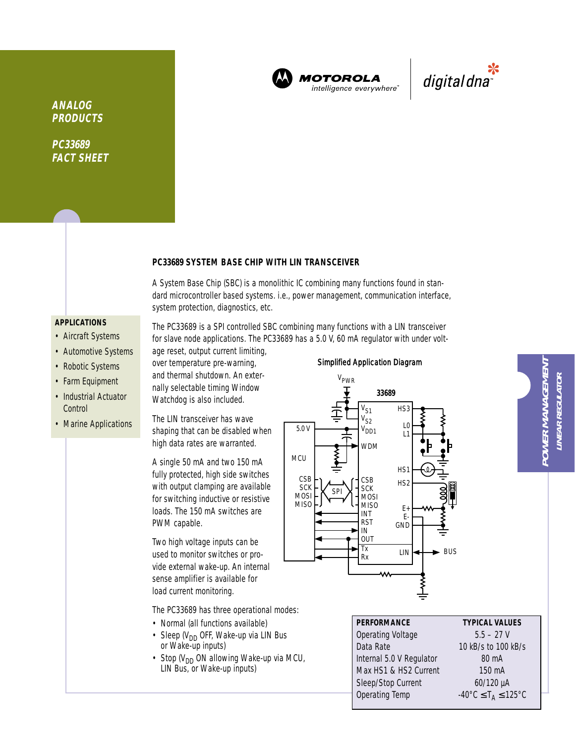ANALOG PRODUCTS

PC33689 FACT SHEET

MOTOROLA intelligence everywhere

digital dna

POWER MANAGEMENT
LINEAR REGULATOR

## PC33689 SYSTEM BASE CHIP WITH LIN TRANSCEIVER

A System Base Chip (SBC) is a monolithic IC combining many functions found in standard microcontroller based systems. i.e., power management, communication interface, system protection, diagnostics, etc.

The PC33689 is a SPI controlled SBC combining many functions with a LIN transceiver for slave node applications. The PC33689 has a 5.0 V, 60 mA regulator with under voltage reset, output current limiting, over temperature pre-warning, and thermal shutdown. An externally selectable timing Window Watchdog is also included.

The LIN transceiver has wave shaping that can be disabled when high data rates are warranted.

A single 50 mA and two 150 mA fully protected, high side switches with output clamping are available for switching inductive or resistive loads. The 150 mA switches are PWM capable.

Two high voltage inputs can be used to monitor switches or provide external wake-up. An internal sense amplifier is available for load current monitoring.

The PC33689 has three operational modes:

- Normal (all functions available)
- Sleep ($V_{DD}$ OFF, Wake-up via LIN Bus or Wake-up inputs)
- Stop ($V_{DD}$ ON allowing Wake-up via MCU, LIN Bus, or Wake-up inputs)

### APPLICATIONS

- Aircraft Systems
- Automotive Systems
- Robotic Systems
- Farm Equipment
- Industrial Actuator Control
- Marine Applications

**Simplified Application Diagram**

| PERFORMANCE | TYPICAL VALUES |
|---|---|
| Operating Voltage | 5.5 – 27 V |
| Data Rate | 10 kB/s to 100 kB/s |
| Internal 5.0 V Regulator | 80 mA |
| Max HS1 & HS2 Current | 150 mA |
| Sleep/Stop Current | 60/120 µA |
| Operating Temp | -40°C ≤ $T_A$ ≤ 125°C |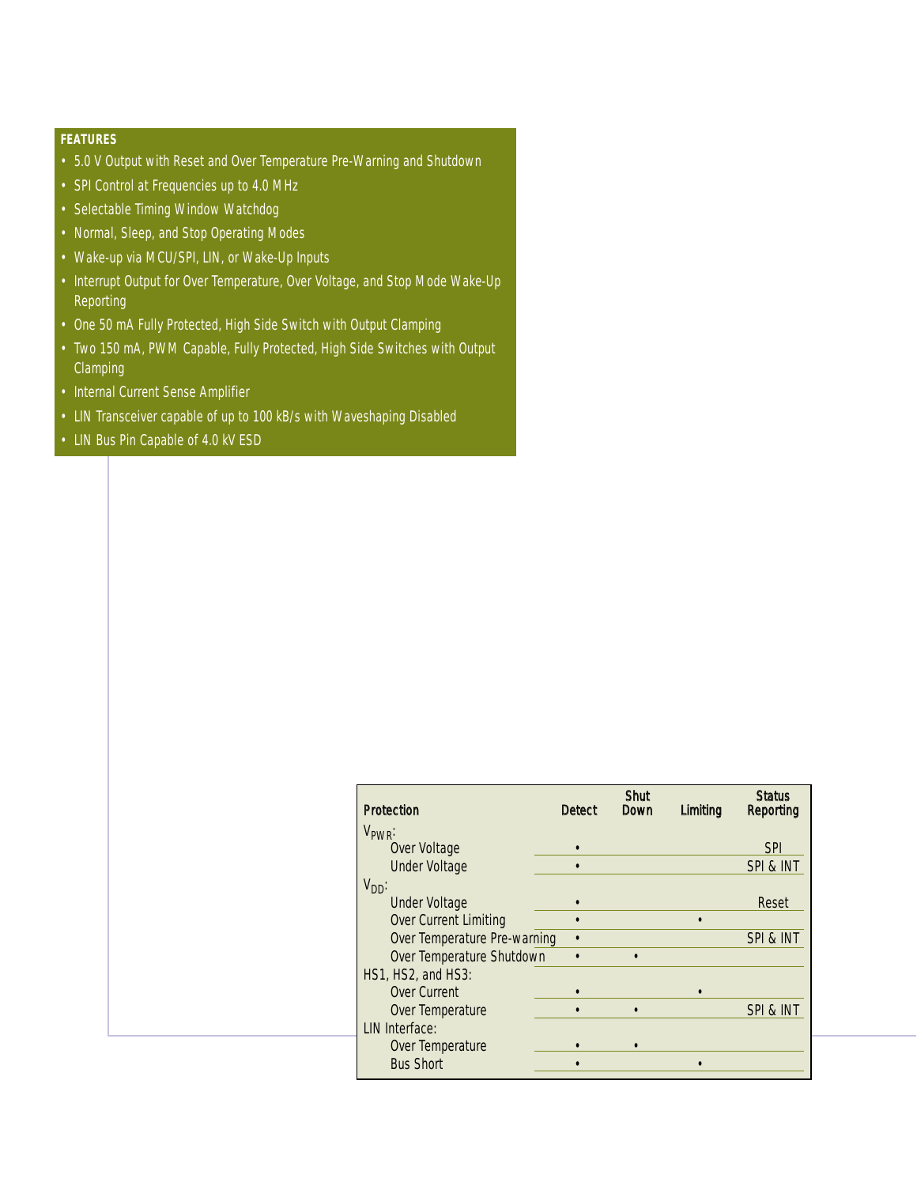## FEATURES

- 5.0 V Output with Reset and Over Temperature Pre-Warning and Shutdown
- SPI Control at Frequencies up to 4.0 MHz
- Selectable Timing Window Watchdog
- Normal, Sleep, and Stop Operating Modes
- Wake-up via MCU/SPI, LIN, or Wake-Up Inputs
- Interrupt Output for Over Temperature, Over Voltage, and Stop Mode Wake-Up Reporting
- One 50 mA Fully Protected, High Side Switch with Output Clamping
- Two 150 mA, PWM Capable, Fully Protected, High Side Switches with Output Clamping
- Internal Current Sense Amplifier
- LIN Transceiver capable of up to 100 kB/s with Waveshaping Disabled
- LIN Bus Pin Capable of 4.0 kV ESD

| Protection | Detect | Shut Down | Limiting | Status Reporting |
|---|---|---|---|---|
| $V_{PWR}$: | | | | |
| Over Voltage | • | | | SPI |
| Under Voltage | • | | | SPI & INT |
| $V_{DD}$: | | | | |
| Under Voltage | • | | | Reset |
| Over Current Limiting | • | | • | |
| Over Temperature Pre-warning | • | | | SPI & INT |
| Over Temperature Shutdown | • | • | | |
| HS1, HS2, and HS3: | | | | |
| Over Current | • | | • | |
| Over Temperature | • | • | | SPI & INT |
| LIN Interface: | | | | |
| Over Temperature | • | • | | |
| Bus Short | • | | • | |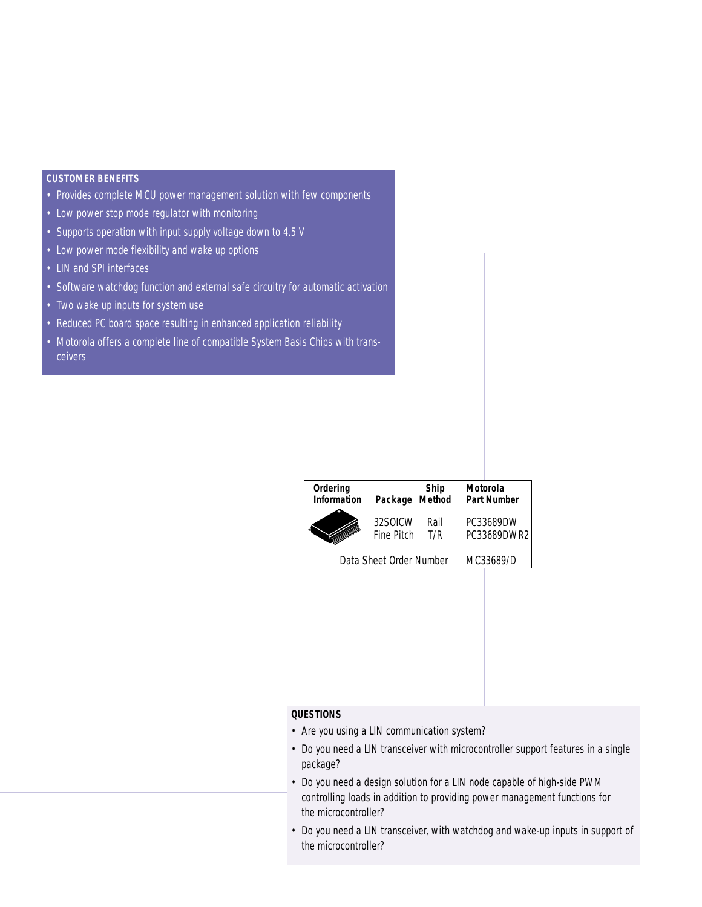## CUSTOMER BENEFITS

- Provides complete MCU power management solution with few components
- Low power stop mode regulator with monitoring
- Supports operation with input supply voltage down to 4.5 V
- Low power mode flexibility and wake up options
- LIN and SPI interfaces
- Software watchdog function and external safe circuitry for automatic activation
- Two wake up inputs for system use
- Reduced PC board space resulting in enhanced application reliability
- Motorola offers a complete line of compatible System Basis Chips with transceivers

| Ordering Information | Package | Ship Method | Motorola Part Number |
|---|---|---|---|
| | 32SOICW Fine Pitch | Rail | PC33689DW |
| | | T/R | PC33689DWR2 |
| Data Sheet Order Number | | | MC33689/D |

## QUESTIONS

- Are you using a LIN communication system?
- Do you need a LIN transceiver with microcontroller support features in a single package?
- Do you need a design solution for a LIN node capable of high-side PWM controlling loads in addition to providing power management functions for the microcontroller?
- Do you need a LIN transceiver, with watchdog and wake-up inputs in support of the microcontroller?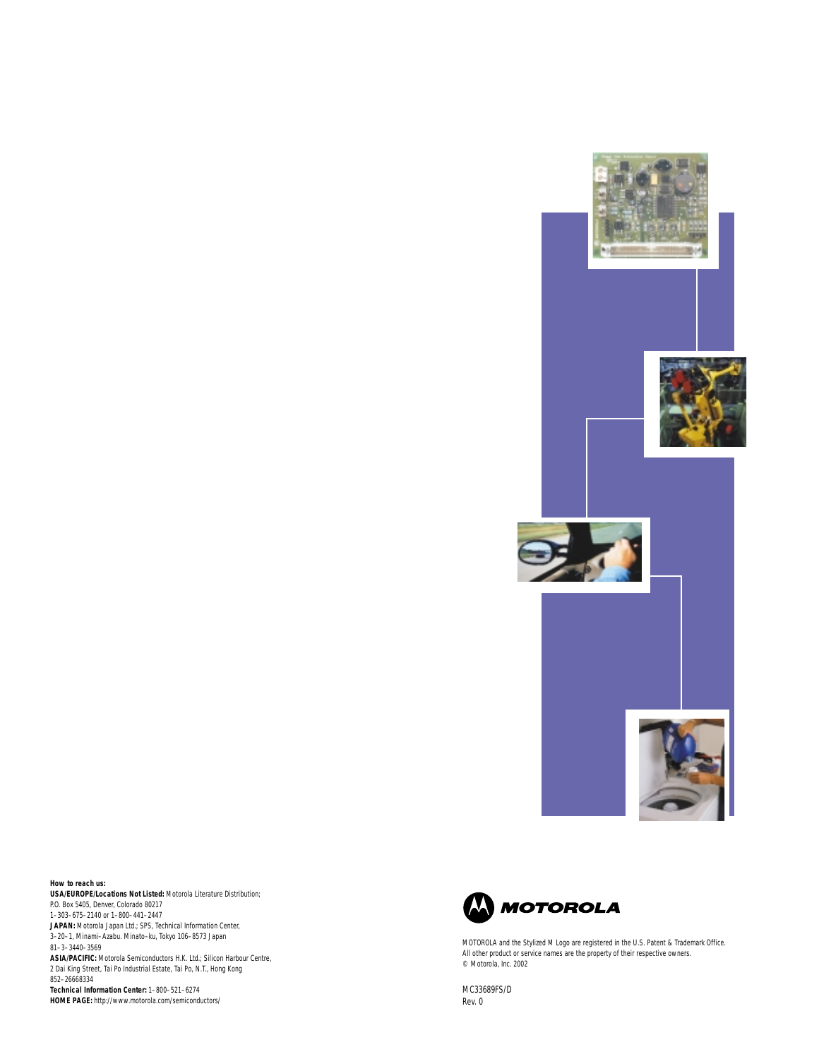**How to reach us:**
**USA/EUROPE/Locations Not Listed:** Motorola Literature Distribution;
P.O. Box 5405, Denver, Colorado 80217
1–303–675–2140 or 1–800–441–2447
**JAPAN:** Motorola Japan Ltd.; SPS, Technical Information Center,
3–20–1, Minami–Azabu. Minato–ku, Tokyo 106–8573 Japan
81–3–3440–3569
**ASIA/PACIFIC:** Motorola Semiconductors H.K. Ltd.; Silicon Harbour Centre,
2 Dai King Street, Tai Po Industrial Estate, Tai Po, N.T., Hong Kong
852–26668334
**Technical Information Center:** 1–800–521–6274
**HOME PAGE:** http://www.motorola.com/semiconductors/

MOTOROLA

MOTOROLA and the Stylized M Logo are registered in the U.S. Patent & Trademark Office.
All other product or service names are the property of their respective owners.
© Motorola, Inc. 2002

MC33689FS/D
Rev. 0